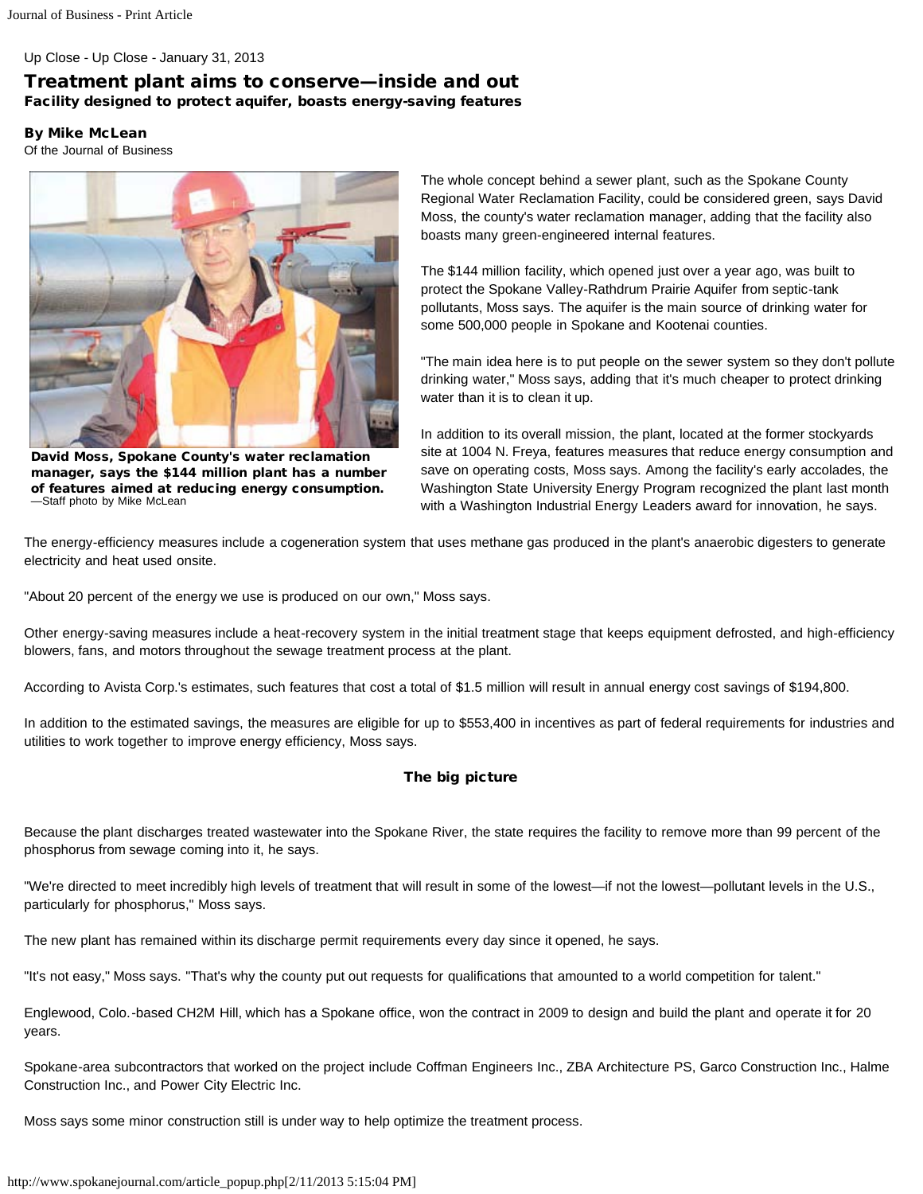Up Close - Up Close - January 31, 2013

# Treatment plant aims to conserve—inside and out

## Facility designed to protect aquifer, boasts energy-saving features

**By Mike McLean**
Of the Journal of Business

**David Moss, Spokane County's water reclamation manager, says the $144 million plant has a number of features aimed at reducing energy consumption.**
—Staff photo by Mike McLean

The whole concept behind a sewer plant, such as the Spokane County Regional Water Reclamation Facility, could be considered green, says David Moss, the county's water reclamation manager, adding that the facility also boasts many green-engineered internal features.

The $144 million facility, which opened just over a year ago, was built to protect the Spokane Valley-Rathdrum Prairie Aquifer from septic-tank pollutants, Moss says. The aquifer is the main source of drinking water for some 500,000 people in Spokane and Kootenai counties.

"The main idea here is to put people on the sewer system so they don't pollute drinking water," Moss says, adding that it's much cheaper to protect drinking water than it is to clean it up.

In addition to its overall mission, the plant, located at the former stockyards site at 1004 N. Freya, features measures that reduce energy consumption and save on operating costs, Moss says. Among the facility's early accolades, the Washington State University Energy Program recognized the plant last month with a Washington Industrial Energy Leaders award for innovation, he says.

The energy-efficiency measures include a cogeneration system that uses methane gas produced in the plant's anaerobic digesters to generate electricity and heat used onsite.

"About 20 percent of the energy we use is produced on our own," Moss says.

Other energy-saving measures include a heat-recovery system in the initial treatment stage that keeps equipment defrosted, and high-efficiency blowers, fans, and motors throughout the sewage treatment process at the plant.

According to Avista Corp.'s estimates, such features that cost a total of $1.5 million will result in annual energy cost savings of $194,800.

In addition to the estimated savings, the measures are eligible for up to $553,400 in incentives as part of federal requirements for industries and utilities to work together to improve energy efficiency, Moss says.

### The big picture

Because the plant discharges treated wastewater into the Spokane River, the state requires the facility to remove more than 99 percent of the phosphorus from sewage coming into it, he says.

"We're directed to meet incredibly high levels of treatment that will result in some of the lowest—if not the lowest—pollutant levels in the U.S., particularly for phosphorus," Moss says.

The new plant has remained within its discharge permit requirements every day since it opened, he says.

"It's not easy," Moss says. "That's why the county put out requests for qualifications that amounted to a world competition for talent."

Englewood, Colo.-based CH2M Hill, which has a Spokane office, won the contract in 2009 to design and build the plant and operate it for 20 years.

Spokane-area subcontractors that worked on the project include Coffman Engineers Inc., ZBA Architecture PS, Garco Construction Inc., Halme Construction Inc., and Power City Electric Inc.

Moss says some minor construction still is under way to help optimize the treatment process.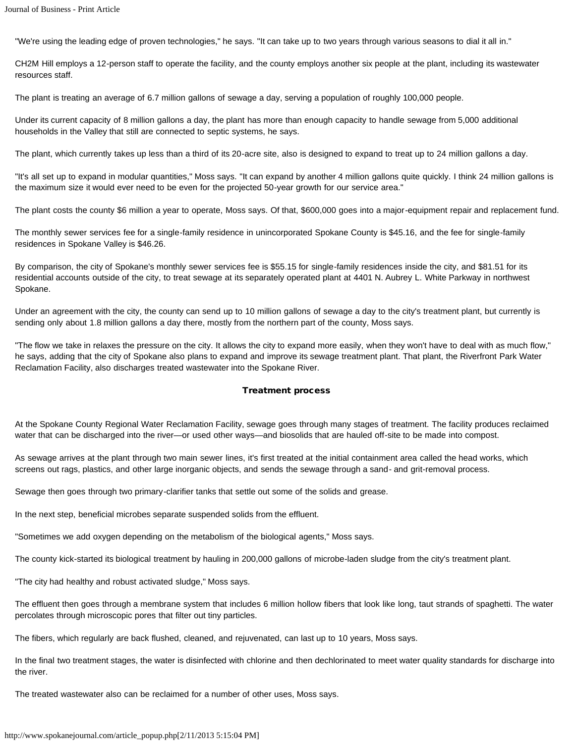"We're using the leading edge of proven technologies," he says. "It can take up to two years through various seasons to dial it all in."

CH2M Hill employs a 12-person staff to operate the facility, and the county employs another six people at the plant, including its wastewater resources staff.

The plant is treating an average of 6.7 million gallons of sewage a day, serving a population of roughly 100,000 people.

Under its current capacity of 8 million gallons a day, the plant has more than enough capacity to handle sewage from 5,000 additional households in the Valley that still are connected to septic systems, he says.

The plant, which currently takes up less than a third of its 20-acre site, also is designed to expand to treat up to 24 million gallons a day.

"It's all set up to expand in modular quantities," Moss says. "It can expand by another 4 million gallons quite quickly. I think 24 million gallons is the maximum size it would ever need to be even for the projected 50-year growth for our service area."

The plant costs the county $6 million a year to operate, Moss says. Of that, $600,000 goes into a major-equipment repair and replacement fund.

The monthly sewer services fee for a single-family residence in unincorporated Spokane County is $45.16, and the fee for single-family residences in Spokane Valley is $46.26.

By comparison, the city of Spokane's monthly sewer services fee is $55.15 for single-family residences inside the city, and $81.51 for its residential accounts outside of the city, to treat sewage at its separately operated plant at 4401 N. Aubrey L. White Parkway in northwest Spokane.

Under an agreement with the city, the county can send up to 10 million gallons of sewage a day to the city's treatment plant, but currently is sending only about 1.8 million gallons a day there, mostly from the northern part of the county, Moss says.

"The flow we take in relaxes the pressure on the city. It allows the city to expand more easily, when they won't have to deal with as much flow," he says, adding that the city of Spokane also plans to expand and improve its sewage treatment plant. That plant, the Riverfront Park Water Reclamation Facility, also discharges treated wastewater into the Spokane River.

## Treatment process

At the Spokane County Regional Water Reclamation Facility, sewage goes through many stages of treatment. The facility produces reclaimed water that can be discharged into the river—or used other ways—and biosolids that are hauled off-site to be made into compost.

As sewage arrives at the plant through two main sewer lines, it's first treated at the initial containment area called the head works, which screens out rags, plastics, and other large inorganic objects, and sends the sewage through a sand- and grit-removal process.

Sewage then goes through two primary-clarifier tanks that settle out some of the solids and grease.

In the next step, beneficial microbes separate suspended solids from the effluent.

"Sometimes we add oxygen depending on the metabolism of the biological agents," Moss says.

The county kick-started its biological treatment by hauling in 200,000 gallons of microbe-laden sludge from the city's treatment plant.

"The city had healthy and robust activated sludge," Moss says.

The effluent then goes through a membrane system that includes 6 million hollow fibers that look like long, taut strands of spaghetti. The water percolates through microscopic pores that filter out tiny particles.

The fibers, which regularly are back flushed, cleaned, and rejuvenated, can last up to 10 years, Moss says.

In the final two treatment stages, the water is disinfected with chlorine and then dechlorinated to meet water quality standards for discharge into the river.

The treated wastewater also can be reclaimed for a number of other uses, Moss says.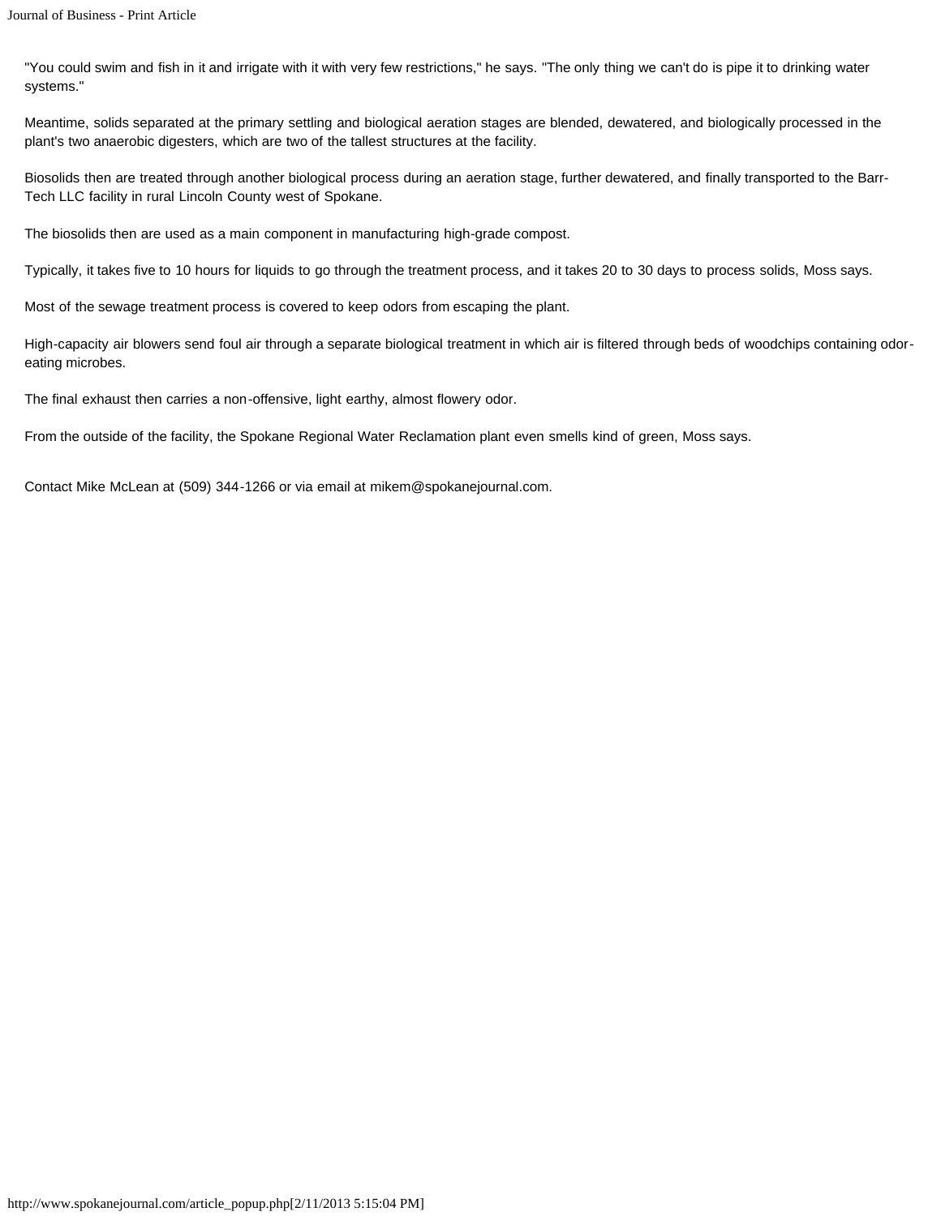"You could swim and fish in it and irrigate with it with very few restrictions," he says. "The only thing we can't do is pipe it to drinking water systems."

Meantime, solids separated at the primary settling and biological aeration stages are blended, dewatered, and biologically processed in the plant's two anaerobic digesters, which are two of the tallest structures at the facility.

Biosolids then are treated through another biological process during an aeration stage, further dewatered, and finally transported to the Barr-Tech LLC facility in rural Lincoln County west of Spokane.

The biosolids then are used as a main component in manufacturing high-grade compost.

Typically, it takes five to 10 hours for liquids to go through the treatment process, and it takes 20 to 30 days to process solids, Moss says.

Most of the sewage treatment process is covered to keep odors from escaping the plant.

High-capacity air blowers send foul air through a separate biological treatment in which air is filtered through beds of woodchips containing odor-eating microbes.

The final exhaust then carries a non-offensive, light earthy, almost flowery odor.

From the outside of the facility, the Spokane Regional Water Reclamation plant even smells kind of green, Moss says.

Contact Mike McLean at (509) 344-1266 or via email at mikem@spokanejournal.com.